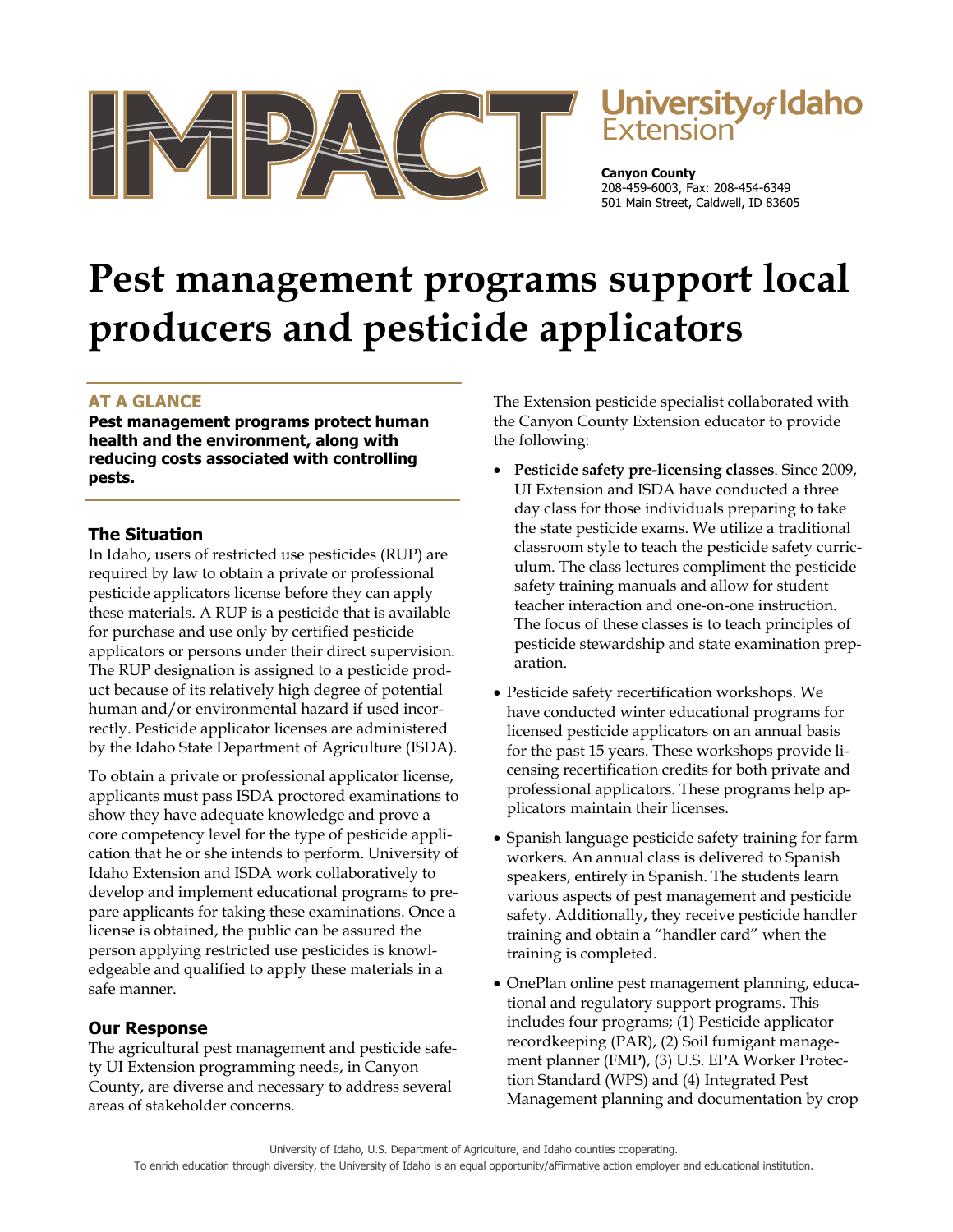IMPACT

University of Idaho Extension

**Canyon County**
208-459-6003, Fax: 208-454-6349
501 Main Street, Caldwell, ID 83605

# Pest management programs support local producers and pesticide applicators

## AT A GLANCE

**Pest management programs protect human health and the environment, along with reducing costs associated with controlling pests.**

## The Situation

In Idaho, users of restricted use pesticides (RUP) are required by law to obtain a private or professional pesticide applicators license before they can apply these materials. A RUP is a pesticide that is available for purchase and use only by certified pesticide applicators or persons under their direct supervision. The RUP designation is assigned to a pesticide product because of its relatively high degree of potential human and/or environmental hazard if used incorrectly. Pesticide applicator licenses are administered by the Idaho State Department of Agriculture (ISDA).

To obtain a private or professional applicator license, applicants must pass ISDA proctored examinations to show they have adequate knowledge and prove a core competency level for the type of pesticide application that he or she intends to perform. University of Idaho Extension and ISDA work collaboratively to develop and implement educational programs to prepare applicants for taking these examinations. Once a license is obtained, the public can be assured the person applying restricted use pesticides is knowledgeable and qualified to apply these materials in a safe manner.

## Our Response

The agricultural pest management and pesticide safety UI Extension programming needs, in Canyon County, are diverse and necessary to address several areas of stakeholder concerns.

The Extension pesticide specialist collaborated with the Canyon County Extension educator to provide the following:

- **Pesticide safety pre-licensing classes**. Since 2009, UI Extension and ISDA have conducted a three day class for those individuals preparing to take the state pesticide exams. We utilize a traditional classroom style to teach the pesticide safety curriculum. The class lectures compliment the pesticide safety training manuals and allow for student teacher interaction and one-on-one instruction. The focus of these classes is to teach principles of pesticide stewardship and state examination preparation.
- Pesticide safety recertification workshops. We have conducted winter educational programs for licensed pesticide applicators on an annual basis for the past 15 years. These workshops provide licensing recertification credits for both private and professional applicators. These programs help applicators maintain their licenses.
- Spanish language pesticide safety training for farm workers. An annual class is delivered to Spanish speakers, entirely in Spanish. The students learn various aspects of pest management and pesticide safety. Additionally, they receive pesticide handler training and obtain a "handler card" when the training is completed.
- OnePlan online pest management planning, educational and regulatory support programs. This includes four programs; (1) Pesticide applicator recordkeeping (PAR), (2) Soil fumigant management planner (FMP), (3) U.S. EPA Worker Protection Standard (WPS) and (4) Integrated Pest Management planning and documentation by crop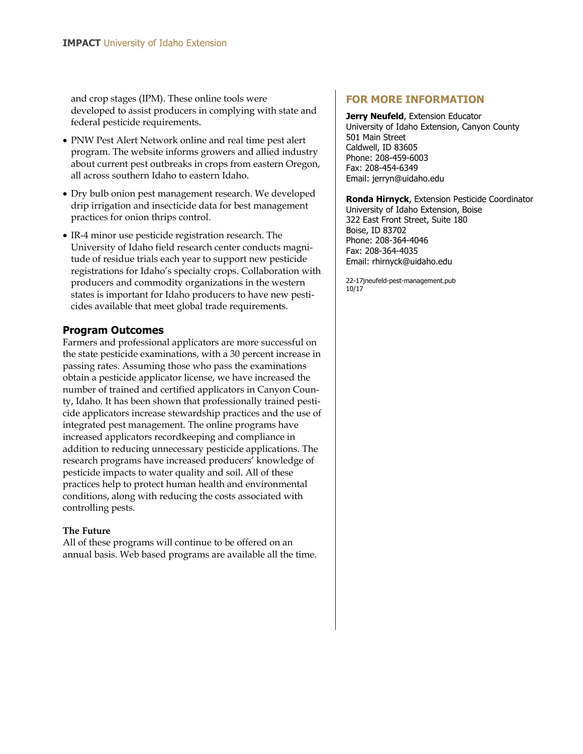and crop stages (IPM). These online tools were developed to assist producers in complying with state and federal pesticide requirements.

- PNW Pest Alert Network online and real time pest alert program. The website informs growers and allied industry about current pest outbreaks in crops from eastern Oregon, all across southern Idaho to eastern Idaho.
- Dry bulb onion pest management research. We developed drip irrigation and insecticide data for best management practices for onion thrips control.
- IR-4 minor use pesticide registration research. The University of Idaho field research center conducts magnitude of residue trials each year to support new pesticide registrations for Idaho's specialty crops. Collaboration with producers and commodity organizations in the western states is important for Idaho producers to have new pesticides available that meet global trade requirements.

## Program Outcomes

Farmers and professional applicators are more successful on the state pesticide examinations, with a 30 percent increase in passing rates. Assuming those who pass the examinations obtain a pesticide applicator license, we have increased the number of trained and certified applicators in Canyon County, Idaho. It has been shown that professionally trained pesticide applicators increase stewardship practices and the use of integrated pest management. The online programs have increased applicators recordkeeping and compliance in addition to reducing unnecessary pesticide applications. The research programs have increased producers' knowledge of pesticide impacts to water quality and soil. All of these practices help to protect human health and environmental conditions, along with reducing the costs associated with controlling pests.

### The Future

All of these programs will continue to be offered on an annual basis. Web based programs are available all the time.

## FOR MORE INFORMATION

**Jerry Neufeld**, Extension Educator
University of Idaho Extension, Canyon County
501 Main Street
Caldwell, ID 83605
Phone: 208-459-6003
Fax: 208-454-6349
Email: jerryn@uidaho.edu

**Ronda Hirnyck**, Extension Pesticide Coordinator
University of Idaho Extension, Boise
322 East Front Street, Suite 180
Boise, ID 83702
Phone: 208-364-4046
Fax: 208-364-4035
Email: rhirnyck@uidaho.edu

22-17jneufeld-pest-management.pub
10/17